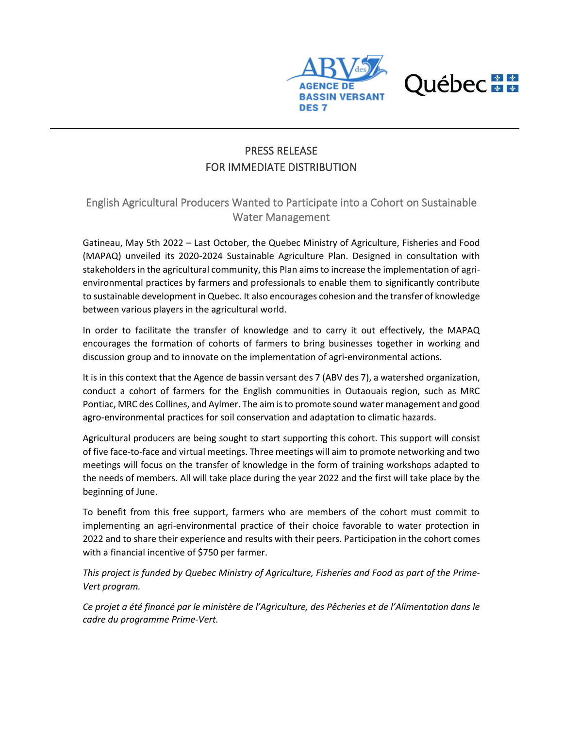PRESS RELEASE
FOR IMMEDIATE DISTRIBUTION

## English Agricultural Producers Wanted to Participate into a Cohort on Sustainable Water Management

Gatineau, May 5th 2022 – Last October, the Quebec Ministry of Agriculture, Fisheries and Food (MAPAQ) unveiled its 2020-2024 Sustainable Agriculture Plan. Designed in consultation with stakeholders in the agricultural community, this Plan aims to increase the implementation of agri-environmental practices by farmers and professionals to enable them to significantly contribute to sustainable development in Quebec. It also encourages cohesion and the transfer of knowledge between various players in the agricultural world.

In order to facilitate the transfer of knowledge and to carry it out effectively, the MAPAQ encourages the formation of cohorts of farmers to bring businesses together in working and discussion group and to innovate on the implementation of agri-environmental actions.

It is in this context that the Agence de bassin versant des 7 (ABV des 7), a watershed organization, conduct a cohort of farmers for the English communities in Outaouais region, such as MRC Pontiac, MRC des Collines, and Aylmer. The aim is to promote sound water management and good agro-environmental practices for soil conservation and adaptation to climatic hazards.

Agricultural producers are being sought to start supporting this cohort. This support will consist of five face-to-face and virtual meetings. Three meetings will aim to promote networking and two meetings will focus on the transfer of knowledge in the form of training workshops adapted to the needs of members. All will take place during the year 2022 and the first will take place by the beginning of June.

To benefit from this free support, farmers who are members of the cohort must commit to implementing an agri-environmental practice of their choice favorable to water protection in 2022 and to share their experience and results with their peers. Participation in the cohort comes with a financial incentive of $750 per farmer.

*This project is funded by Quebec Ministry of Agriculture, Fisheries and Food as part of the Prime-Vert program.*

*Ce projet a été financé par le ministère de l'Agriculture, des Pêcheries et de l'Alimentation dans le cadre du programme Prime-Vert.*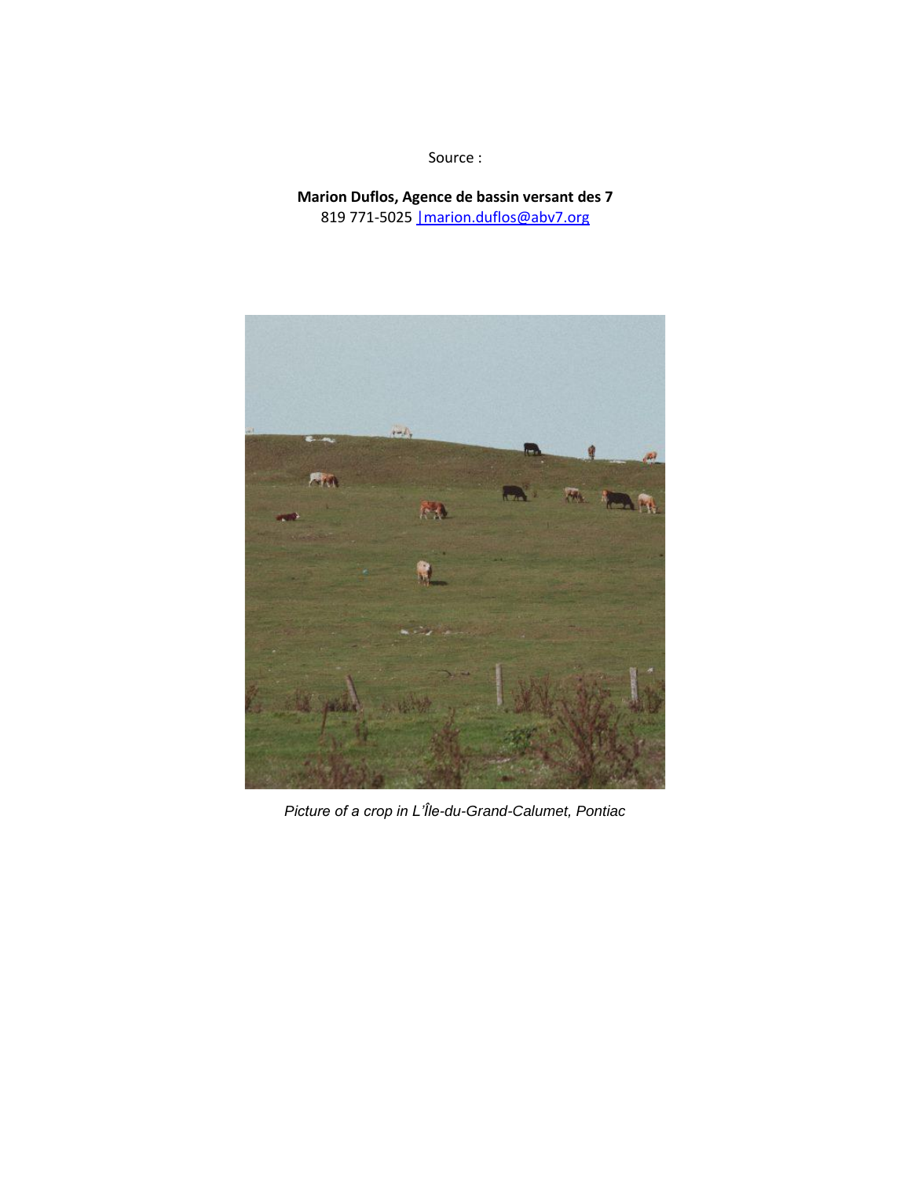Source :

**Marion Duflos, Agence de bassin versant des 7**
819 771-5025 |marion.duflos@abv7.org

*Picture of a crop in L'Île-du-Grand-Calumet, Pontiac*